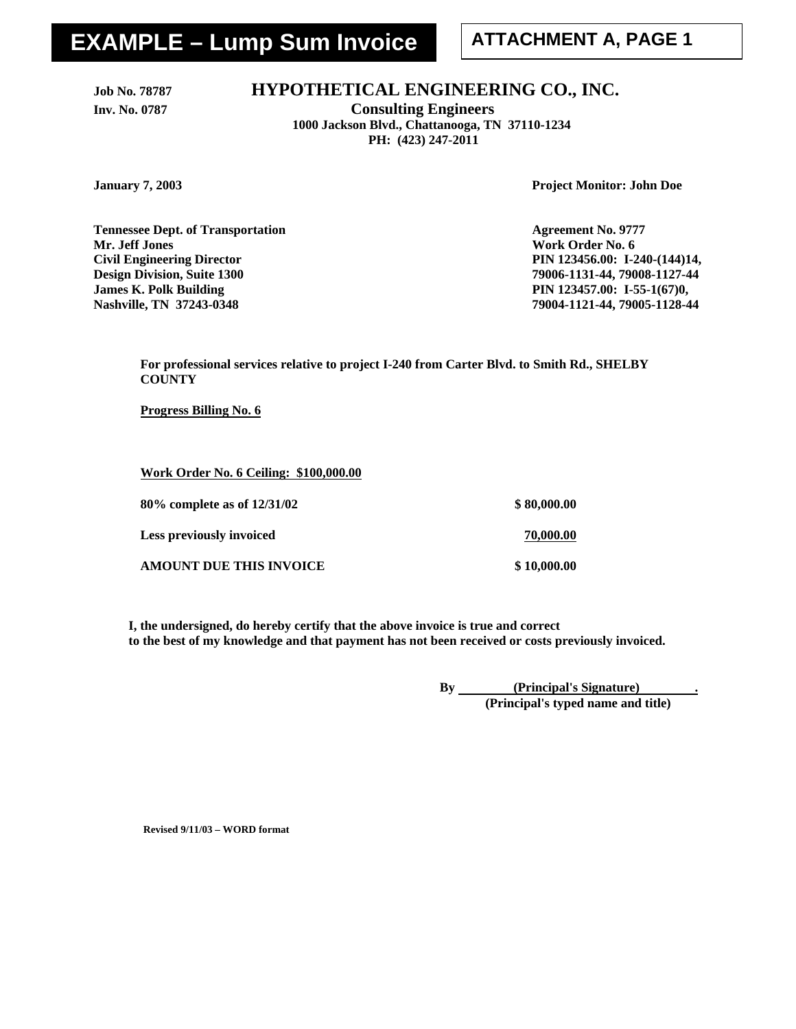# EXAMPLE – Lump Sum Invoice

**ATTACHMENT A, PAGE 1**

**Job No. 78787**
**Inv. No. 0787**

## HYPOTHETICAL ENGINEERING CO., INC.

**Consulting Engineers**
**1000 Jackson Blvd., Chattanooga, TN 37110-1234**
**PH: (423) 247-2011**

**January 7, 2003**

**Project Monitor: John Doe**

**Tennessee Dept. of Transportation**
**Mr. Jeff Jones**
**Civil Engineering Director**
**Design Division, Suite 1300**
**James K. Polk Building**
**Nashville, TN 37243-0348**

**Agreement No. 9777**
**Work Order No. 6**
**PIN 123456.00: I-240-(144)14,**
**79006-1131-44, 79008-1127-44**
**PIN 123457.00: I-55-1(67)0,**
**79004-1121-44, 79005-1128-44**

**For professional services relative to project I-240 from Carter Blvd. to Smith Rd., SHELBY COUNTY**

**Progress Billing No. 6**

**Work Order No. 6 Ceiling: $100,000.00**

| | |
|---|---|
| **80% complete as of 12/31/02** | **$ 80,000.00** |
| **Less previously invoiced** | **70,000.00** |
| **AMOUNT DUE THIS INVOICE** | **$ 10,000.00** |

**I, the undersigned, do hereby certify that the above invoice is true and correct to the best of my knowledge and that payment has not been received or costs previously invoiced.**

**By (Principal's Signature) .**
**(Principal's typed name and title)**

**Revised 9/11/03 – WORD format**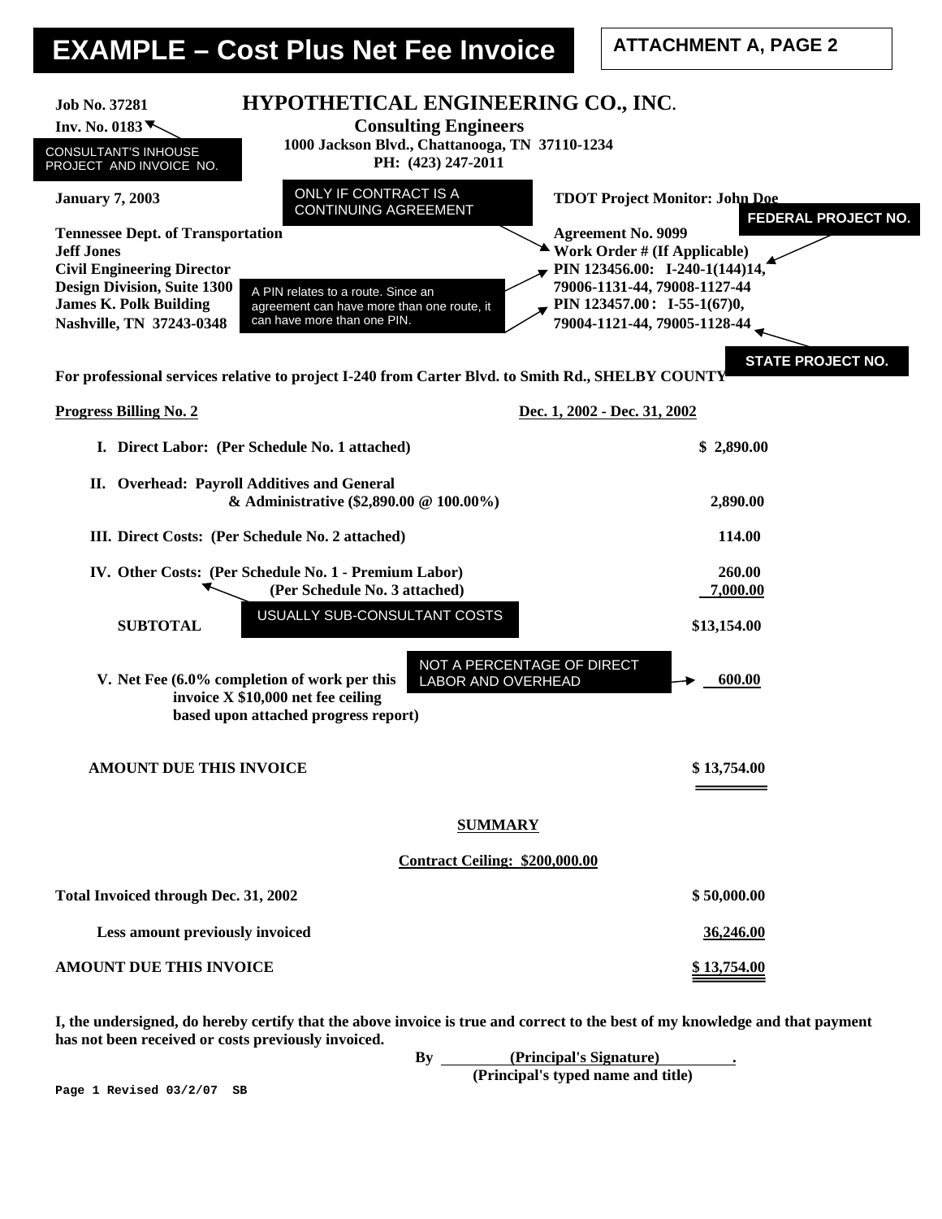# EXAMPLE – Cost Plus Net Fee Invoice

**ATTACHMENT A, PAGE 2**

**Job No. 37281**
**Inv. No. 0183**

CONSULTANT'S INHOUSE PROJECT AND INVOICE NO.

## HYPOTHETICAL ENGINEERING CO., INC.

**Consulting Engineers**
**1000 Jackson Blvd., Chattanooga, TN 37110-1234**
**PH: (423) 247-2011**

**January 7, 2003**

ONLY IF CONTRACT IS A CONTINUING AGREEMENT

**TDOT Project Monitor: John Doe**

FEDERAL PROJECT NO.

**Tennessee Dept. of Transportation**
**Jeff Jones**
**Civil Engineering Director**
**Design Division, Suite 1300**
**James K. Polk Building**
**Nashville, TN 37243-0348**

A PIN relates to a route. Since an agreement can have more than one route, it can have more than one PIN.

**Agreement No. 9099**
**Work Order # (If Applicable)**
**PIN 123456.00: I-240-1(144)14, 79006-1131-44, 79008-1127-44**
**PIN 123457.00 : I-55-1(67)0, 79004-1121-44, 79005-1128-44**

STATE PROJECT NO.

**For professional services relative to project I-240 from Carter Blvd. to Smith Rd., SHELBY COUNTY**

**Progress Billing No. 2** — **Dec. 1, 2002 - Dec. 31, 2002**

| | |
|---|---|
| **I. Direct Labor: (Per Schedule No. 1 attached)** | **$ 2,890.00** |
| **II. Overhead: Payroll Additives and General & Administrative ($2,890.00 @ 100.00%)** | **2,890.00** |
| **III. Direct Costs: (Per Schedule No. 2 attached)** | **114.00** |
| **IV. Other Costs: (Per Schedule No. 1 - Premium Labor)** | **260.00** |
| **(Per Schedule No. 3 attached)** | **7,000.00** |
| **SUBTOTAL** | **$13,154.00** |
| **V. Net Fee (6.0% completion of work per this invoice X $10,000 net fee ceiling based upon attached progress report)** | **600.00** |
| **AMOUNT DUE THIS INVOICE** | **$ 13,754.00** |

USUALLY SUB-CONSULTANT COSTS

NOT A PERCENTAGE OF DIRECT LABOR AND OVERHEAD

**SUMMARY**

**Contract Ceiling: $200,000.00**

| | |
|---|---|
| **Total Invoiced through Dec. 31, 2002** | **$ 50,000.00** |
| **Less amount previously invoiced** | **36,246.00** |
| **AMOUNT DUE THIS INVOICE** | **$ 13,754.00** |

**I, the undersigned, do hereby certify that the above invoice is true and correct to the best of my knowledge and that payment has not been received or costs previously invoiced.**

**By (Principal's Signature) .**
**(Principal's typed name and title)**

Page 1 Revised 03/2/07 SB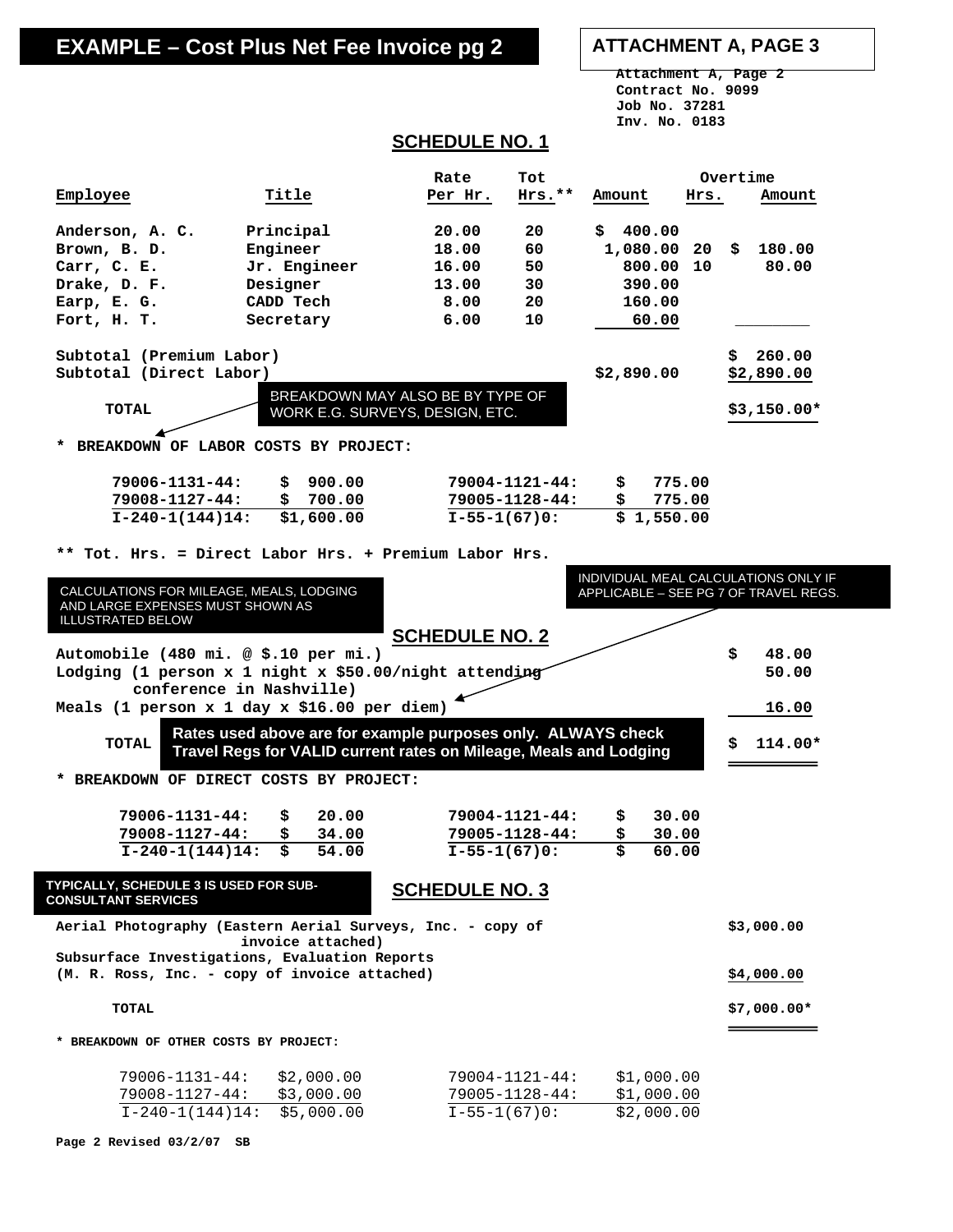# EXAMPLE – Cost Plus Net Fee Invoice pg 2

**ATTACHMENT A, PAGE 3**

Attachment A, Page 2
Contract No. 9099
Job No. 37281
Inv. No. 0183

## SCHEDULE NO. 1

| Employee | Title | Rate Per Hr. | Tot Hrs.** | Amount | Overtime Hrs. | Overtime Amount |
|---|---|---|---|---|---|---|
| Anderson, A. C. | Principal | 20.00 | 20 | $ 400.00 | | |
| Brown, B. D. | Engineer | 18.00 | 60 | 1,080.00 | 20 | $ 180.00 |
| Carr, C. E. | Jr. Engineer | 16.00 | 50 | 800.00 | 10 | 80.00 |
| Drake, D. F. | Designer | 13.00 | 30 | 390.00 | | |
| Earp, E. G. | CADD Tech | 8.00 | 20 | 160.00 | | |
| Fort, H. T. | Secretary | 6.00 | 10 | 60.00 | | |
| Subtotal (Premium Labor) | | | | | | $ 260.00 |
| Subtotal (Direct Labor) | | | | $2,890.00 | | $2,890.00 |
| TOTAL | | | | | | $3,150.00* |

BREAKDOWN MAY ALSO BE BY TYPE OF WORK E.G. SURVEYS, DESIGN, ETC.

\* BREAKDOWN OF LABOR COSTS BY PROJECT:

| | | | |
|---|---|---|---|
| 79006-1131-44: | $ 900.00 | 79004-1121-44: | $ 775.00 |
| 79008-1127-44: | $ 700.00 | 79005-1128-44: | $ 775.00 |
| I-240-1(144)14: | $1,600.00 | I-55-1(67)0: | $ 1,550.00 |

\** Tot. Hrs. = Direct Labor Hrs. + Premium Labor Hrs.

CALCULATIONS FOR MILEAGE, MEALS, LODGING AND LARGE EXPENSES MUST SHOWN AS ILLUSTRATED BELOW

INDIVIDUAL MEAL CALCULATIONS ONLY IF APPLICABLE – SEE PG 7 OF TRAVEL REGS.

## SCHEDULE NO. 2

| | |
|---|---|
| Automobile (480 mi. @ $.10 per mi.) | $ 48.00 |
| Lodging (1 person x 1 night x $50.00/night attending conference in Nashville) | 50.00 |
| Meals (1 person x 1 day x $16.00 per diem) | 16.00 |
| TOTAL | $ 114.00* |

**Rates used above are for example purposes only. ALWAYS check Travel Regs for VALID current rates on Mileage, Meals and Lodging**

\* BREAKDOWN OF DIRECT COSTS BY PROJECT:

| | | | |
|---|---|---|---|
| 79006-1131-44: | $ 20.00 | 79004-1121-44: | $ 30.00 |
| 79008-1127-44: | $ 34.00 | 79005-1128-44: | $ 30.00 |
| I-240-1(144)14: | $ 54.00 | I-55-1(67)0: | $ 60.00 |

**TYPICALLY, SCHEDULE 3 IS USED FOR SUB-CONSULTANT SERVICES**

## SCHEDULE NO. 3

| | |
|---|---|
| Aerial Photography (Eastern Aerial Surveys, Inc. - copy of invoice attached) | $3,000.00 |
| Subsurface Investigations, Evaluation Reports (M. R. Ross, Inc. - copy of invoice attached) | $4,000.00 |
| TOTAL | $7,000.00* |

\* BREAKDOWN OF OTHER COSTS BY PROJECT:

| | | | |
|---|---|---|---|
| 79006-1131-44: | $2,000.00 | 79004-1121-44: | $1,000.00 |
| 79008-1127-44: | $3,000.00 | 79005-1128-44: | $1,000.00 |
| I-240-1(144)14: | $5,000.00 | I-55-1(67)0: | $2,000.00 |

Page 2 Revised 03/2/07 SB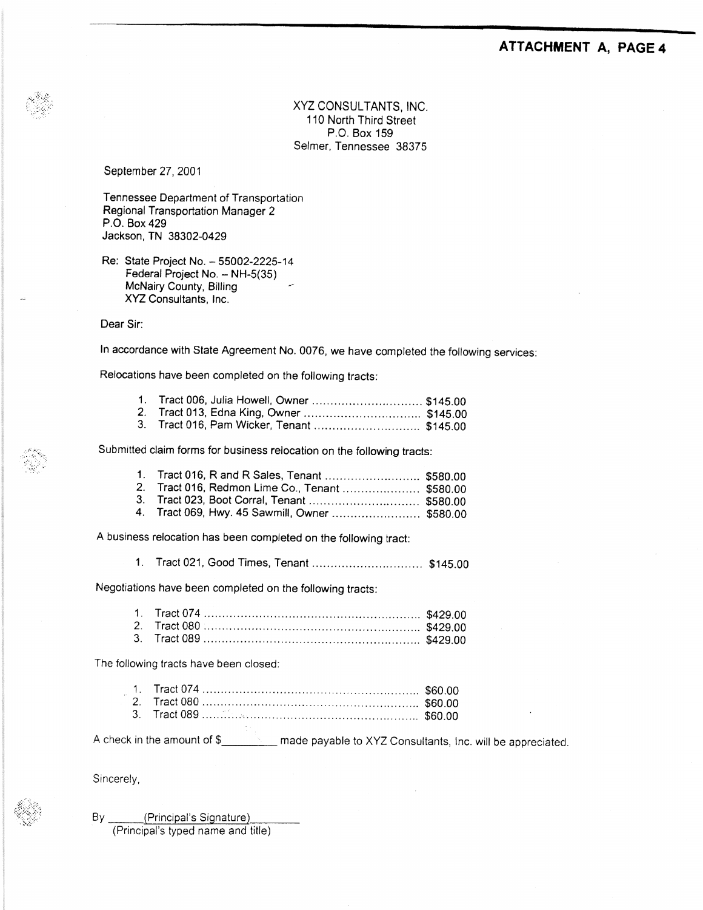**ATTACHMENT A, PAGE 4**

XYZ CONSULTANTS, INC.
110 North Third Street
P.O. Box 159
Selmer, Tennessee 38375

September 27, 2001

Tennessee Department of Transportation
Regional Transportation Manager 2
P.O. Box 429
Jackson, TN 38302-0429

Re: State Project No. – 55002-2225-14
Federal Project No. – NH-5(35)
McNairy County, Billing
XYZ Consultants, Inc.

Dear Sir:

In accordance with State Agreement No. 0076, we have completed the following services:

Relocations have been completed on the following tracts:

1. Tract 006, Julia Howell, Owner .............................. $145.00
2. Tract 013, Edna King, Owner ................................ $145.00
3. Tract 016, Pam Wicker, Tenant ............................. $145.00

Submitted claim forms for business relocation on the following tracts:

1. Tract 016, R and R Sales, Tenant .......................... $580.00
2. Tract 016, Redmon Lime Co., Tenant ..................... $580.00
3. Tract 023, Boot Corral, Tenant .............................. $580.00
4. Tract 069, Hwy. 45 Sawmill, Owner ........................ $580.00

A business relocation has been completed on the following tract:

1. Tract 021, Good Times, Tenant .............................. $145.00

Negotiations have been completed on the following tracts:

1. Tract 074 .......................................................... $429.00
2. Tract 080 .......................................................... $429.00
3. Tract 089 .......................................................... $429.00

The following tracts have been closed:

1. Tract 074 .......................................................... $60.00
2. Tract 080 .......................................................... $60.00
3. Tract 089 .......................................................... $60.00

A check in the amount of $_________ made payable to XYZ Consultants, Inc. will be appreciated.

Sincerely,

By ______(Principal's Signature)________
(Principal's typed name and title)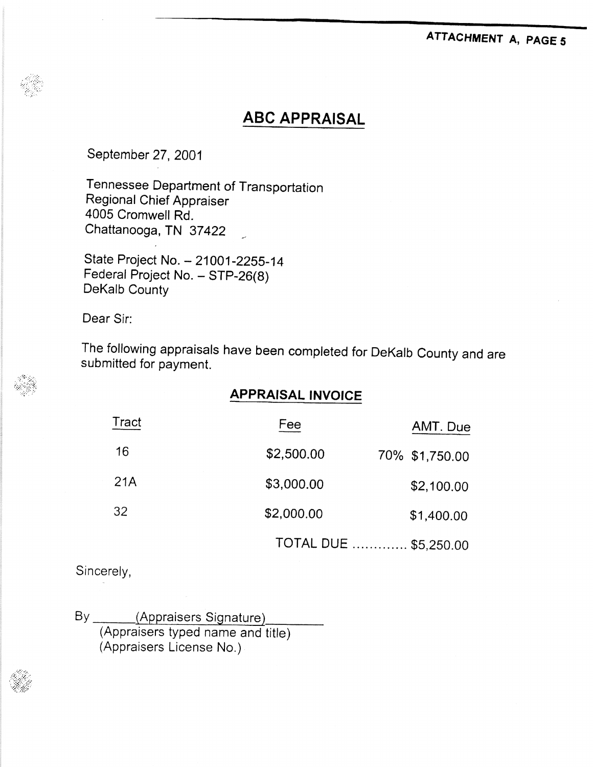ATTACHMENT A, PAGE 5

# ABC APPRAISAL

September 27, 2001

Tennessee Department of Transportation
Regional Chief Appraiser
4005 Cromwell Rd.
Chattanooga, TN 37422

State Project No. – 21001-2255-14
Federal Project No. – STP-26(8)
DeKalb County

Dear Sir:

The following appraisals have been completed for DeKalb County and are submitted for payment.

## APPRAISAL INVOICE

| Tract | Fee | AMT. Due |
|---|---|---|
| 16 | $2,500.00 | 70% $1,750.00 |
| 21A | $3,000.00 | $2,100.00 |
| 32 | $2,000.00 | $1,400.00 |
| | TOTAL DUE ............. | $5,250.00 |

Sincerely,

By \_\_\_\_\_\_(Appraisers Signature)\_\_\_\_\_\_\_\_
(Appraisers typed name and title)
(Appraisers License No.)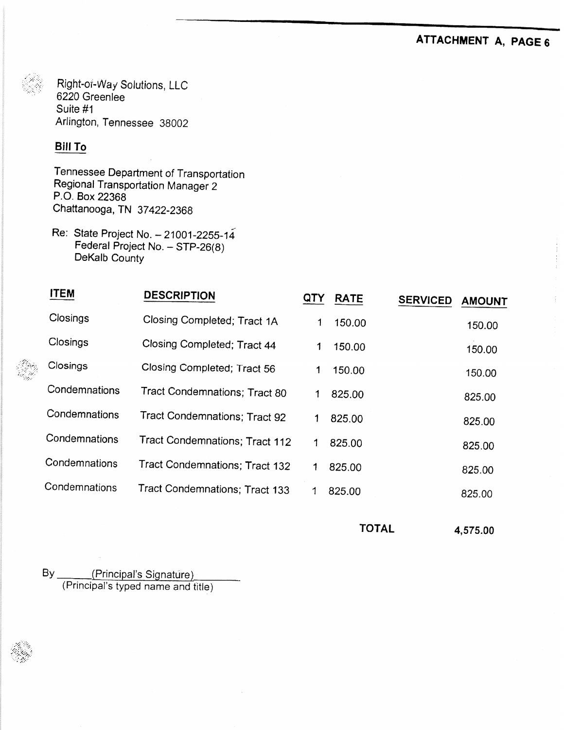**ATTACHMENT A, PAGE 6**

Right-of-Way Solutions, LLC
6220 Greenlee
Suite #1
Arlington, Tennessee 38002

**Bill To**

Tennessee Department of Transportation
Regional Transportation Manager 2
P.O. Box 22368
Chattanooga, TN 37422-2368

Re: State Project No. – 21001-2255-14
Federal Project No. – STP-26(8)
DeKalb County

| ITEM | DESCRIPTION | QTY | RATE | SERVICED | AMOUNT |
|---|---|---|---|---|---|
| Closings | Closing Completed; Tract 1A | 1 | 150.00 | | 150.00 |
| Closings | Closing Completed; Tract 44 | 1 | 150.00 | | 150.00 |
| Closings | Closing Completed; Tract 56 | 1 | 150.00 | | 150.00 |
| Condemnations | Tract Condemnations; Tract 80 | 1 | 825.00 | | 825.00 |
| Condemnations | Tract Condemnations; Tract 92 | 1 | 825.00 | | 825.00 |
| Condemnations | Tract Condemnations; Tract 112 | 1 | 825.00 | | 825.00 |
| Condemnations | Tract Condemnations; Tract 132 | 1 | 825.00 | | 825.00 |
| Condemnations | Tract Condemnations; Tract 133 | 1 | 825.00 | | 825.00 |
| | | | | **TOTAL** | **4,575.00** |

By ______(Principal's Signature)________
(Principal's typed name and title)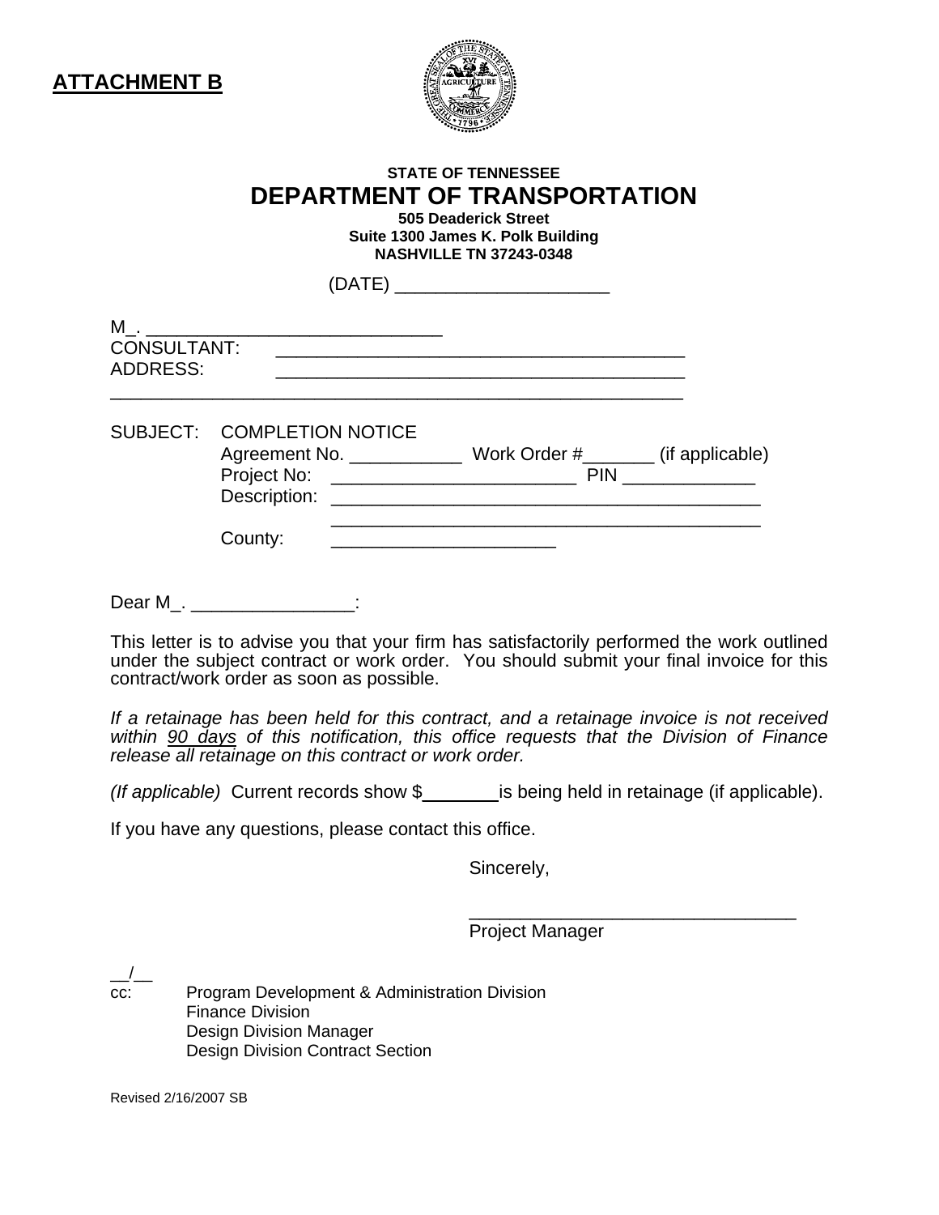**ATTACHMENT B**

STATE OF TENNESSEE

# DEPARTMENT OF TRANSPORTATION

505 Deaderick Street
Suite 1300 James K. Polk Building
NASHVILLE TN 37243-0348

(DATE) ____________________

M_. ____________________________
CONSULTANT: ________________________________________
ADDRESS: ________________________________________
________________________________________________________

SUBJECT: COMPLETION NOTICE
Agreement No. ___________ Work Order #_______ (if applicable)
Project No: ________________________ PIN _____________
Description: __________________________________________
__________________________________________
County: ______________________

Dear M_. ________________:

This letter is to advise you that your firm has satisfactorily performed the work outlined under the subject contract or work order. You should submit your final invoice for this contract/work order as soon as possible.

*If a retainage has been held for this contract, and a retainage invoice is not received within 90 days of this notification, this office requests that the Division of Finance release all retainage on this contract or work order.*

*(If applicable)* Current records show $________ is being held in retainage (if applicable).

If you have any questions, please contact this office.

Sincerely,

________________________________
Project Manager

__/__
cc: Program Development & Administration Division
Finance Division
Design Division Manager
Design Division Contract Section

Revised 2/16/2007 SB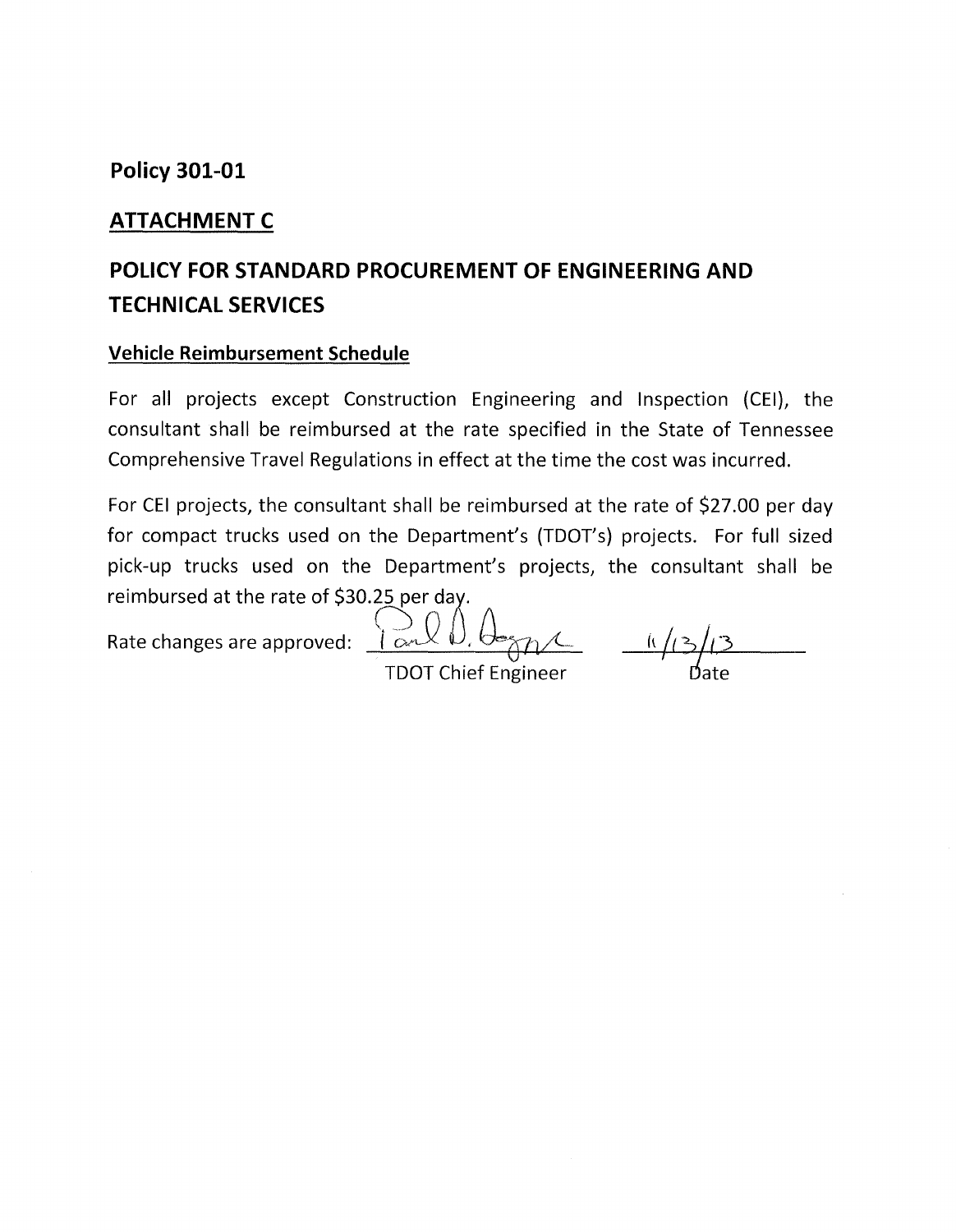**Policy 301-01**

## ATTACHMENT C

# POLICY FOR STANDARD PROCUREMENT OF ENGINEERING AND TECHNICAL SERVICES

### Vehicle Reimbursement Schedule

For all projects except Construction Engineering and Inspection (CEI), the consultant shall be reimbursed at the rate specified in the State of Tennessee Comprehensive Travel Regulations in effect at the time the cost was incurred.

For CEI projects, the consultant shall be reimbursed at the rate of $27.00 per day for compact trucks used on the Department's (TDOT's) projects. For full sized pick-up trucks used on the Department's projects, the consultant shall be reimbursed at the rate of $30.25 per day.

Rate changes are approved: Paul D. Degges 11/13/13

TDOT Chief Engineer Date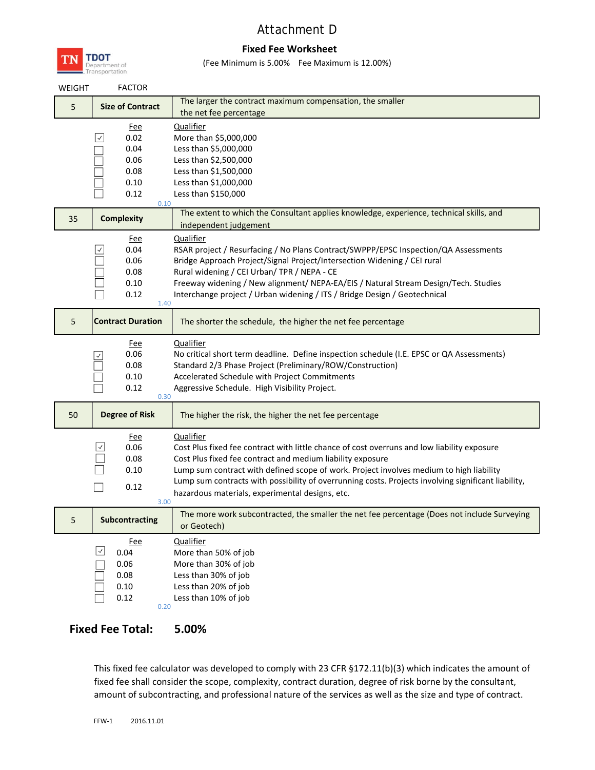# Attachment D

## Fixed Fee Worksheet

(Fee Minimum is 5.00%   Fee Maximum is 12.00%)

| WEIGHT | FACTOR | |
|---|---|---|
| 5 | **Size of Contract** | The larger the contract maximum compensation, the smaller the net fee percentage |

| | Fee | Qualifier |
|---|---|---|
| ☑ | 0.02 | More than $5,000,000 |
| ☐ | 0.04 | Less than $5,000,000 |
| ☐ | 0.06 | Less than $2,500,000 |
| ☐ | 0.08 | Less than $1,500,000 |
| ☐ | 0.10 | Less than $1,000,000 |
| ☐ | 0.12 | Less than $150,000 |
| | 0.10 | |

| WEIGHT | FACTOR | |
|---|---|---|
| 35 | **Complexity** | The extent to which the Consultant applies knowledge, experience, technical skills, and independent judgement |

| | Fee | Qualifier |
|---|---|---|
| ☑ | 0.04 | RSAR project / Resurfacing / No Plans Contract/SWPPP/EPSC Inspection/QA Assessments |
| ☐ | 0.06 | Bridge Approach Project/Signal Project/Intersection Widening / CEI rural |
| ☐ | 0.08 | Rural widening / CEI Urban/ TPR / NEPA - CE |
| ☐ | 0.10 | Freeway widening / New alignment/ NEPA-EA/EIS / Natural Stream Design/Tech. Studies |
| ☐ | 0.12 | Interchange project / Urban widening / ITS / Bridge Design / Geotechnical |
| | 1.40 | |

| WEIGHT | FACTOR | |
|---|---|---|
| 5 | **Contract Duration** | The shorter the schedule, the higher the net fee percentage |

| | Fee | Qualifier |
|---|---|---|
| ☑ | 0.06 | No critical short term deadline. Define inspection schedule (I.E. EPSC or QA Assessments) |
| ☐ | 0.08 | Standard 2/3 Phase Project (Preliminary/ROW/Construction) |
| ☐ | 0.10 | Accelerated Schedule with Project Commitments |
| ☐ | 0.12 | Aggressive Schedule. High Visibility Project. |
| | 0.30 | |

| WEIGHT | FACTOR | |
|---|---|---|
| 50 | **Degree of Risk** | The higher the risk, the higher the net fee percentage |

| | Fee | Qualifier |
|---|---|---|
| ☑ | 0.06 | Cost Plus fixed fee contract with little chance of cost overruns and low liability exposure |
| ☐ | 0.08 | Cost Plus fixed fee contract and medium liability exposure |
| ☐ | 0.10 | Lump sum contract with defined scope of work. Project involves medium to high liability |
| ☐ | 0.12 | Lump sum contracts with possibility of overrunning costs. Projects involving significant liability, hazardous materials, experimental designs, etc. |
| | 3.00 | |

| WEIGHT | FACTOR | |
|---|---|---|
| 5 | **Subcontracting** | The more work subcontracted, the smaller the net fee percentage (Does not include Surveying or Geotech) |

| | Fee | Qualifier |
|---|---|---|
| ☑ | 0.04 | More than 50% of job |
| ☐ | 0.06 | More than 30% of job |
| ☐ | 0.08 | Less than 30% of job |
| ☐ | 0.10 | Less than 20% of job |
| ☐ | 0.12 | Less than 10% of job |
| | 0.20 | |

**Fixed Fee Total: 5.00%**

This fixed fee calculator was developed to comply with 23 CFR §172.11(b)(3) which indicates the amount of fixed fee shall consider the scope, complexity, contract duration, degree of risk borne by the consultant, amount of subcontracting, and professional nature of the services as well as the size and type of contract.

FFW-1 2016.11.01